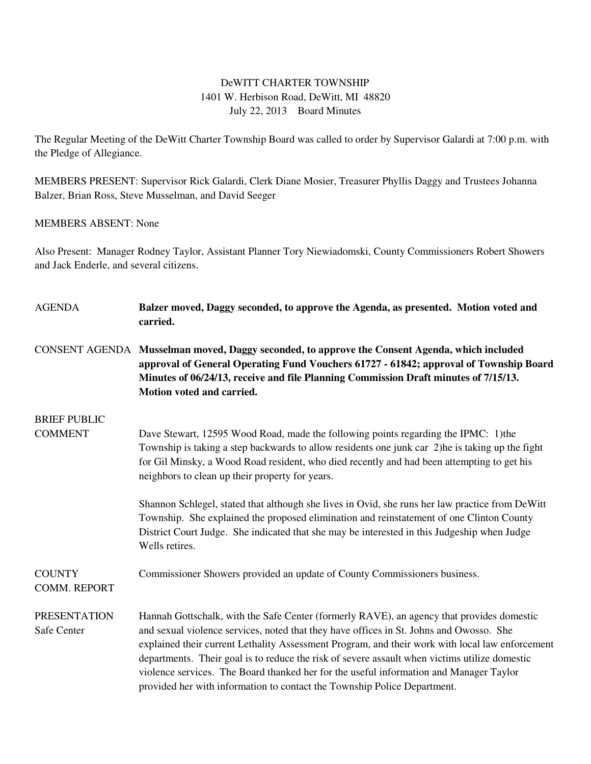DeWITT CHARTER TOWNSHIP
1401 W. Herbison Road, DeWitt, MI 48820
July 22, 2013 Board Minutes

The Regular Meeting of the DeWitt Charter Township Board was called to order by Supervisor Galardi at 7:00 p.m. with the Pledge of Allegiance.

MEMBERS PRESENT: Supervisor Rick Galardi, Clerk Diane Mosier, Treasurer Phyllis Daggy and Trustees Johanna Balzer, Brian Ross, Steve Musselman, and David Seeger

MEMBERS ABSENT: None

Also Present: Manager Rodney Taylor, Assistant Planner Tory Niewiadomski, County Commissioners Robert Showers and Jack Enderle, and several citizens.

AGENDA **Balzer moved, Daggy seconded, to approve the Agenda, as presented. Motion voted and carried.**

CONSENT AGENDA **Musselman moved, Daggy seconded, to approve the Consent Agenda, which included approval of General Operating Fund Vouchers 61727 - 61842; approval of Township Board Minutes of 06/24/13, receive and file Planning Commission Draft minutes of 7/15/13. Motion voted and carried.**

BRIEF PUBLIC COMMENT

Dave Stewart, 12595 Wood Road, made the following points regarding the IPMC: 1)the Township is taking a step backwards to allow residents one junk car 2)he is taking up the fight for Gil Minsky, a Wood Road resident, who died recently and had been attempting to get his neighbors to clean up their property for years.

Shannon Schlegel, stated that although she lives in Ovid, she runs her law practice from DeWitt Township. She explained the proposed elimination and reinstatement of one Clinton County District Court Judge. She indicated that she may be interested in this Judgeship when Judge Wells retires.

COUNTY COMM. REPORT

Commissioner Showers provided an update of County Commissioners business.

PRESENTATION Safe Center

Hannah Gottschalk, with the Safe Center (formerly RAVE), an agency that provides domestic and sexual violence services, noted that they have offices in St. Johns and Owosso. She explained their current Lethality Assessment Program, and their work with local law enforcement departments. Their goal is to reduce the risk of severe assault when victims utilize domestic violence services. The Board thanked her for the useful information and Manager Taylor provided her with information to contact the Township Police Department.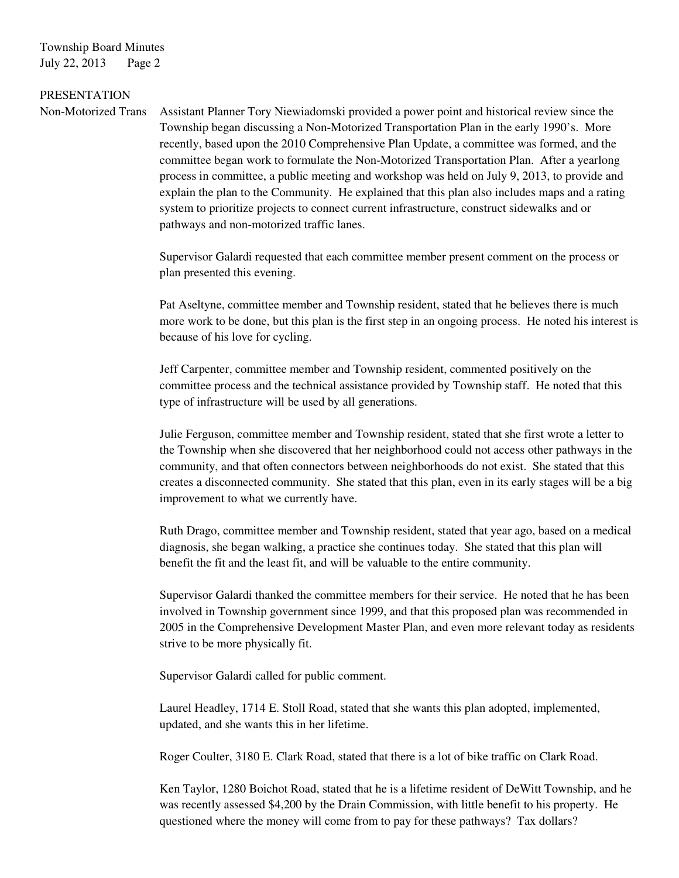## PRESENTATION

**Non-Motorized Trans**

Assistant Planner Tory Niewiadomski provided a power point and historical review since the Township began discussing a Non-Motorized Transportation Plan in the early 1990's. More recently, based upon the 2010 Comprehensive Plan Update, a committee was formed, and the committee began work to formulate the Non-Motorized Transportation Plan. After a yearlong process in committee, a public meeting and workshop was held on July 9, 2013, to provide and explain the plan to the Community. He explained that this plan also includes maps and a rating system to prioritize projects to connect current infrastructure, construct sidewalks and or pathways and non-motorized traffic lanes.

Supervisor Galardi requested that each committee member present comment on the process or plan presented this evening.

Pat Aseltyne, committee member and Township resident, stated that he believes there is much more work to be done, but this plan is the first step in an ongoing process. He noted his interest is because of his love for cycling.

Jeff Carpenter, committee member and Township resident, commented positively on the committee process and the technical assistance provided by Township staff. He noted that this type of infrastructure will be used by all generations.

Julie Ferguson, committee member and Township resident, stated that she first wrote a letter to the Township when she discovered that her neighborhood could not access other pathways in the community, and that often connectors between neighborhoods do not exist. She stated that this creates a disconnected community. She stated that this plan, even in its early stages will be a big improvement to what we currently have.

Ruth Drago, committee member and Township resident, stated that year ago, based on a medical diagnosis, she began walking, a practice she continues today. She stated that this plan will benefit the fit and the least fit, and will be valuable to the entire community.

Supervisor Galardi thanked the committee members for their service. He noted that he has been involved in Township government since 1999, and that this proposed plan was recommended in 2005 in the Comprehensive Development Master Plan, and even more relevant today as residents strive to be more physically fit.

Supervisor Galardi called for public comment.

Laurel Headley, 1714 E. Stoll Road, stated that she wants this plan adopted, implemented, updated, and she wants this in her lifetime.

Roger Coulter, 3180 E. Clark Road, stated that there is a lot of bike traffic on Clark Road.

Ken Taylor, 1280 Boichot Road, stated that he is a lifetime resident of DeWitt Township, and he was recently assessed $4,200 by the Drain Commission, with little benefit to his property. He questioned where the money will come from to pay for these pathways? Tax dollars?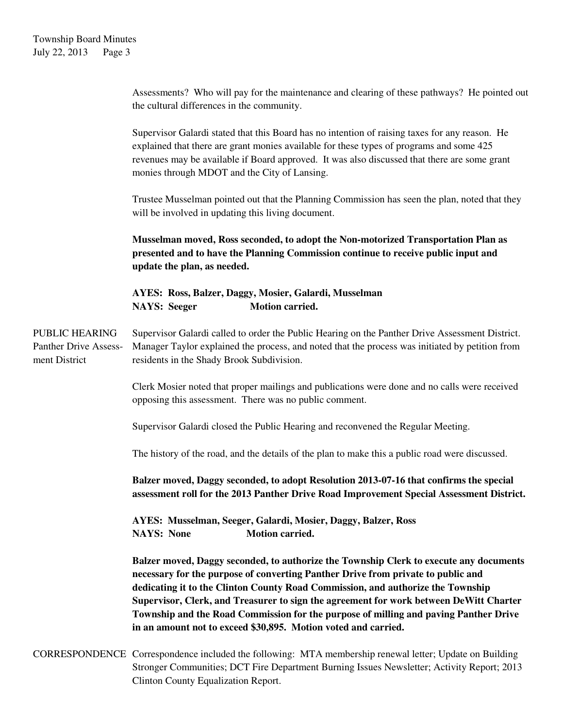Assessments? Who will pay for the maintenance and clearing of these pathways? He pointed out the cultural differences in the community.

Supervisor Galardi stated that this Board has no intention of raising taxes for any reason. He explained that there are grant monies available for these types of programs and some 425 revenues may be available if Board approved. It was also discussed that there are some grant monies through MDOT and the City of Lansing.

Trustee Musselman pointed out that the Planning Commission has seen the plan, noted that they will be involved in updating this living document.

**Musselman moved, Ross seconded, to adopt the Non-motorized Transportation Plan as presented and to have the Planning Commission continue to receive public input and update the plan, as needed.**

**AYES: Ross, Balzer, Daggy, Mosier, Galardi, Musselman**
**NAYS: Seeger Motion carried.**

PUBLIC HEARING Panther Drive Assessment District

Supervisor Galardi called to order the Public Hearing on the Panther Drive Assessment District. Manager Taylor explained the process, and noted that the process was initiated by petition from residents in the Shady Brook Subdivision.

Clerk Mosier noted that proper mailings and publications were done and no calls were received opposing this assessment. There was no public comment.

Supervisor Galardi closed the Public Hearing and reconvened the Regular Meeting.

The history of the road, and the details of the plan to make this a public road were discussed.

**Balzer moved, Daggy seconded, to adopt Resolution 2013-07-16 that confirms the special assessment roll for the 2013 Panther Drive Road Improvement Special Assessment District.**

**AYES: Musselman, Seeger, Galardi, Mosier, Daggy, Balzer, Ross**
**NAYS: None Motion carried.**

**Balzer moved, Daggy seconded, to authorize the Township Clerk to execute any documents necessary for the purpose of converting Panther Drive from private to public and dedicating it to the Clinton County Road Commission, and authorize the Township Supervisor, Clerk, and Treasurer to sign the agreement for work between DeWitt Charter Township and the Road Commission for the purpose of milling and paving Panther Drive in an amount not to exceed $30,895. Motion voted and carried.**

CORRESPONDENCE

Correspondence included the following: MTA membership renewal letter; Update on Building Stronger Communities; DCT Fire Department Burning Issues Newsletter; Activity Report; 2013 Clinton County Equalization Report.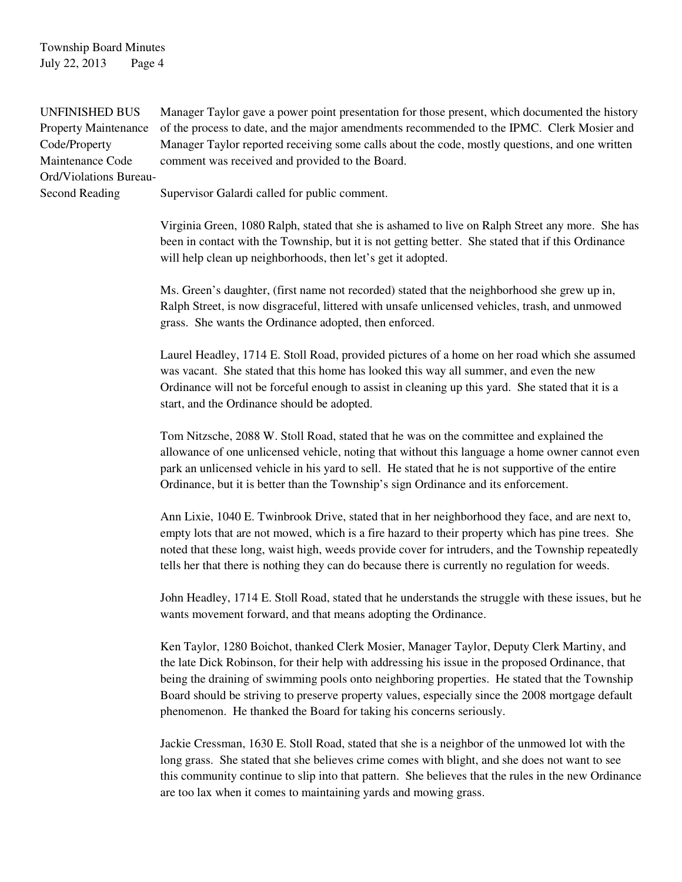**UNFINISHED BUS**
**Property Maintenance Code/Property Maintenance Code Ord/Violations Bureau-Second Reading**

Manager Taylor gave a power point presentation for those present, which documented the history of the process to date, and the major amendments recommended to the IPMC. Clerk Mosier and Manager Taylor reported receiving some calls about the code, mostly questions, and one written comment was received and provided to the Board.

Supervisor Galardi called for public comment.

Virginia Green, 1080 Ralph, stated that she is ashamed to live on Ralph Street any more. She has been in contact with the Township, but it is not getting better. She stated that if this Ordinance will help clean up neighborhoods, then let's get it adopted.

Ms. Green's daughter, (first name not recorded) stated that the neighborhood she grew up in, Ralph Street, is now disgraceful, littered with unsafe unlicensed vehicles, trash, and unmowed grass. She wants the Ordinance adopted, then enforced.

Laurel Headley, 1714 E. Stoll Road, provided pictures of a home on her road which she assumed was vacant. She stated that this home has looked this way all summer, and even the new Ordinance will not be forceful enough to assist in cleaning up this yard. She stated that it is a start, and the Ordinance should be adopted.

Tom Nitzsche, 2088 W. Stoll Road, stated that he was on the committee and explained the allowance of one unlicensed vehicle, noting that without this language a home owner cannot even park an unlicensed vehicle in his yard to sell. He stated that he is not supportive of the entire Ordinance, but it is better than the Township's sign Ordinance and its enforcement.

Ann Lixie, 1040 E. Twinbrook Drive, stated that in her neighborhood they face, and are next to, empty lots that are not mowed, which is a fire hazard to their property which has pine trees. She noted that these long, waist high, weeds provide cover for intruders, and the Township repeatedly tells her that there is nothing they can do because there is currently no regulation for weeds.

John Headley, 1714 E. Stoll Road, stated that he understands the struggle with these issues, but he wants movement forward, and that means adopting the Ordinance.

Ken Taylor, 1280 Boichot, thanked Clerk Mosier, Manager Taylor, Deputy Clerk Martiny, and the late Dick Robinson, for their help with addressing his issue in the proposed Ordinance, that being the draining of swimming pools onto neighboring properties. He stated that the Township Board should be striving to preserve property values, especially since the 2008 mortgage default phenomenon. He thanked the Board for taking his concerns seriously.

Jackie Cressman, 1630 E. Stoll Road, stated that she is a neighbor of the unmowed lot with the long grass. She stated that she believes crime comes with blight, and she does not want to see this community continue to slip into that pattern. She believes that the rules in the new Ordinance are too lax when it comes to maintaining yards and mowing grass.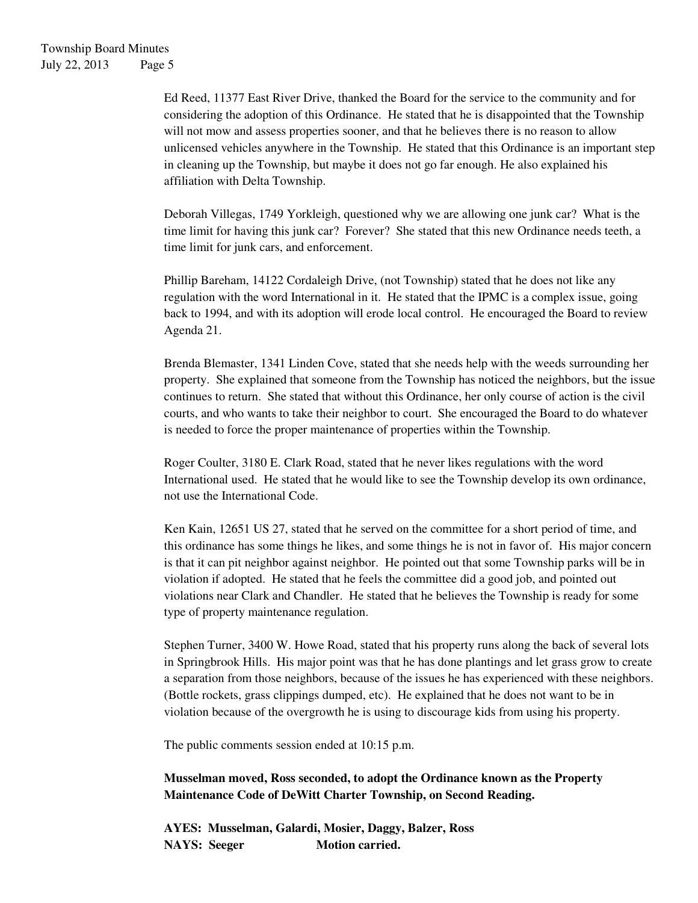Ed Reed, 11377 East River Drive, thanked the Board for the service to the community and for considering the adoption of this Ordinance. He stated that he is disappointed that the Township will not mow and assess properties sooner, and that he believes there is no reason to allow unlicensed vehicles anywhere in the Township. He stated that this Ordinance is an important step in cleaning up the Township, but maybe it does not go far enough. He also explained his affiliation with Delta Township.

Deborah Villegas, 1749 Yorkleigh, questioned why we are allowing one junk car? What is the time limit for having this junk car? Forever? She stated that this new Ordinance needs teeth, a time limit for junk cars, and enforcement.

Phillip Bareham, 14122 Cordaleigh Drive, (not Township) stated that he does not like any regulation with the word International in it. He stated that the IPMC is a complex issue, going back to 1994, and with its adoption will erode local control. He encouraged the Board to review Agenda 21.

Brenda Blemaster, 1341 Linden Cove, stated that she needs help with the weeds surrounding her property. She explained that someone from the Township has noticed the neighbors, but the issue continues to return. She stated that without this Ordinance, her only course of action is the civil courts, and who wants to take their neighbor to court. She encouraged the Board to do whatever is needed to force the proper maintenance of properties within the Township.

Roger Coulter, 3180 E. Clark Road, stated that he never likes regulations with the word International used. He stated that he would like to see the Township develop its own ordinance, not use the International Code.

Ken Kain, 12651 US 27, stated that he served on the committee for a short period of time, and this ordinance has some things he likes, and some things he is not in favor of. His major concern is that it can pit neighbor against neighbor. He pointed out that some Township parks will be in violation if adopted. He stated that he feels the committee did a good job, and pointed out violations near Clark and Chandler. He stated that he believes the Township is ready for some type of property maintenance regulation.

Stephen Turner, 3400 W. Howe Road, stated that his property runs along the back of several lots in Springbrook Hills. His major point was that he has done plantings and let grass grow to create a separation from those neighbors, because of the issues he has experienced with these neighbors. (Bottle rockets, grass clippings dumped, etc). He explained that he does not want to be in violation because of the overgrowth he is using to discourage kids from using his property.

The public comments session ended at 10:15 p.m.

**Musselman moved, Ross seconded, to adopt the Ordinance known as the Property Maintenance Code of DeWitt Charter Township, on Second Reading.**

**AYES: Musselman, Galardi, Mosier, Daggy, Balzer, Ross**
**NAYS: Seeger Motion carried.**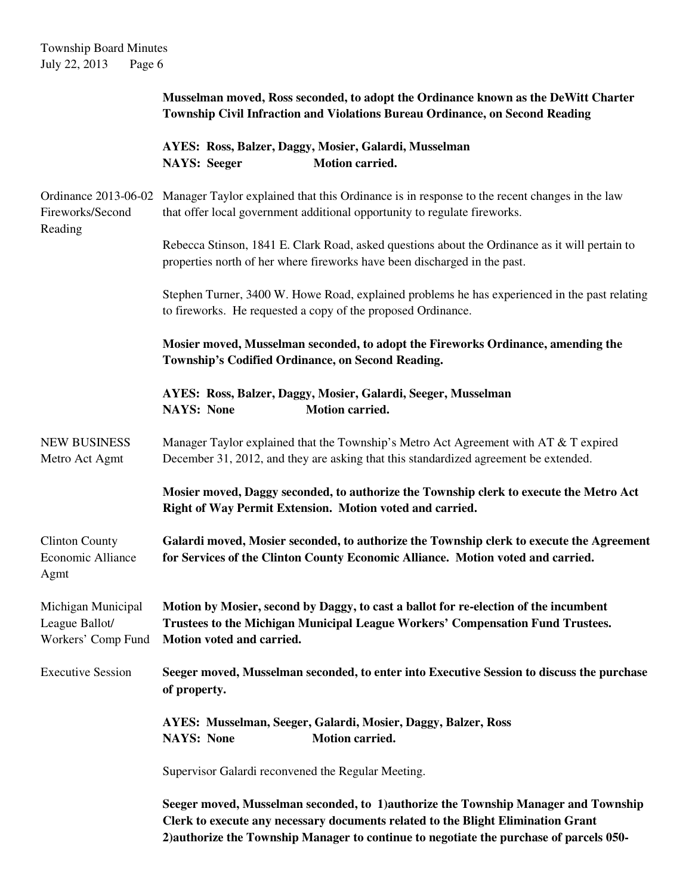**Musselman moved, Ross seconded, to adopt the Ordinance known as the DeWitt Charter Township Civil Infraction and Violations Bureau Ordinance, on Second Reading**

**AYES: Ross, Balzer, Daggy, Mosier, Galardi, Musselman**
**NAYS: Seeger Motion carried.**

Ordinance 2013-06-02 Fireworks/Second Reading

Manager Taylor explained that this Ordinance is in response to the recent changes in the law that offer local government additional opportunity to regulate fireworks.

Rebecca Stinson, 1841 E. Clark Road, asked questions about the Ordinance as it will pertain to properties north of her where fireworks have been discharged in the past.

Stephen Turner, 3400 W. Howe Road, explained problems he has experienced in the past relating to fireworks. He requested a copy of the proposed Ordinance.

**Mosier moved, Musselman seconded, to adopt the Fireworks Ordinance, amending the Township's Codified Ordinance, on Second Reading.**

**AYES: Ross, Balzer, Daggy, Mosier, Galardi, Seeger, Musselman**
**NAYS: None Motion carried.**

NEW BUSINESS
Metro Act Agmt

Manager Taylor explained that the Township's Metro Act Agreement with AT & T expired December 31, 2012, and they are asking that this standardized agreement be extended.

**Mosier moved, Daggy seconded, to authorize the Township clerk to execute the Metro Act Right of Way Permit Extension. Motion voted and carried.**

Clinton County Economic Alliance Agmt

**Galardi moved, Mosier seconded, to authorize the Township clerk to execute the Agreement for Services of the Clinton County Economic Alliance. Motion voted and carried.**

Michigan Municipal League Ballot/ Workers' Comp Fund

**Motion by Mosier, second by Daggy, to cast a ballot for re-election of the incumbent Trustees to the Michigan Municipal League Workers' Compensation Fund Trustees. Motion voted and carried.**

Executive Session

**Seeger moved, Musselman seconded, to enter into Executive Session to discuss the purchase of property.**

**AYES: Musselman, Seeger, Galardi, Mosier, Daggy, Balzer, Ross**
**NAYS: None Motion carried.**

Supervisor Galardi reconvened the Regular Meeting.

**Seeger moved, Musselman seconded, to 1)authorize the Township Manager and Township Clerk to execute any necessary documents related to the Blight Elimination Grant 2)authorize the Township Manager to continue to negotiate the purchase of parcels 050-**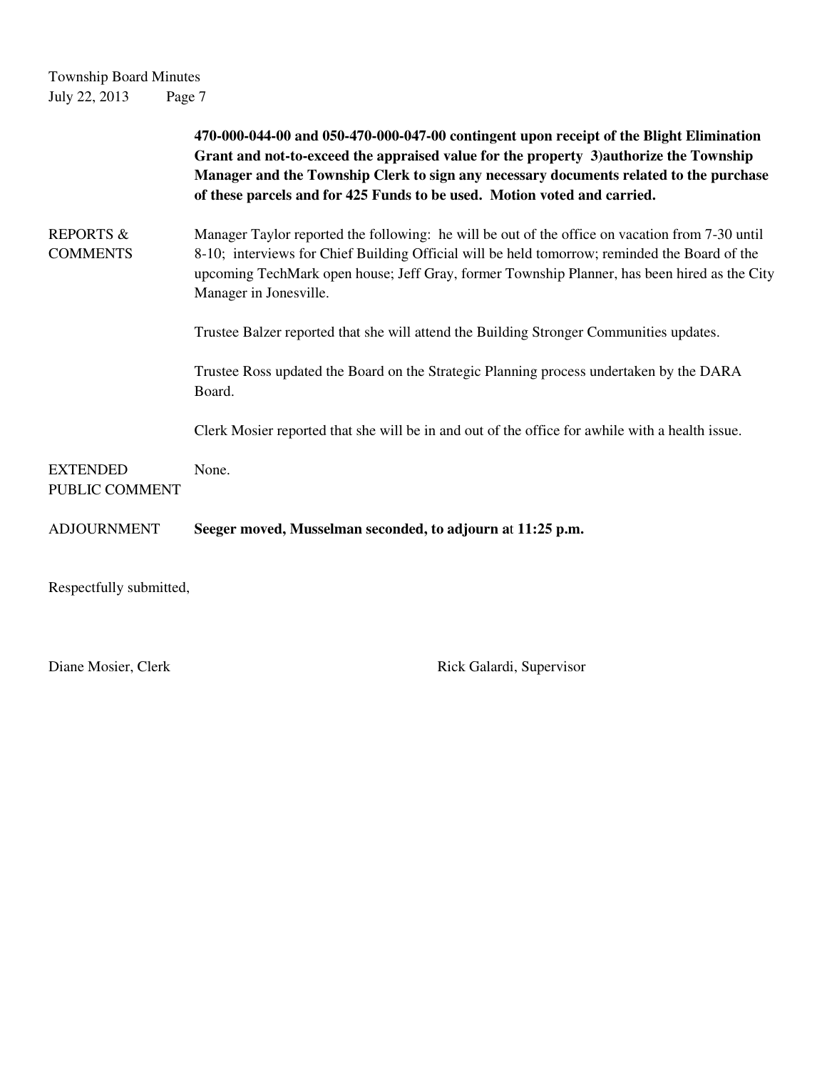**470-000-044-00 and 050-470-000-047-00 contingent upon receipt of the Blight Elimination Grant and not-to-exceed the appraised value for the property 3)authorize the Township Manager and the Township Clerk to sign any necessary documents related to the purchase of these parcels and for 425 Funds to be used. Motion voted and carried.**

REPORTS & COMMENTS

Manager Taylor reported the following: he will be out of the office on vacation from 7-30 until 8-10; interviews for Chief Building Official will be held tomorrow; reminded the Board of the upcoming TechMark open house; Jeff Gray, former Township Planner, has been hired as the City Manager in Jonesville.

Trustee Balzer reported that she will attend the Building Stronger Communities updates.

Trustee Ross updated the Board on the Strategic Planning process undertaken by the DARA Board.

Clerk Mosier reported that she will be in and out of the office for awhile with a health issue.

EXTENDED PUBLIC COMMENT

None.

ADJOURNMENT

**Seeger moved, Musselman seconded, to adjourn at 11:25 p.m.**

Respectfully submitted,

Diane Mosier, Clerk

Rick Galardi, Supervisor